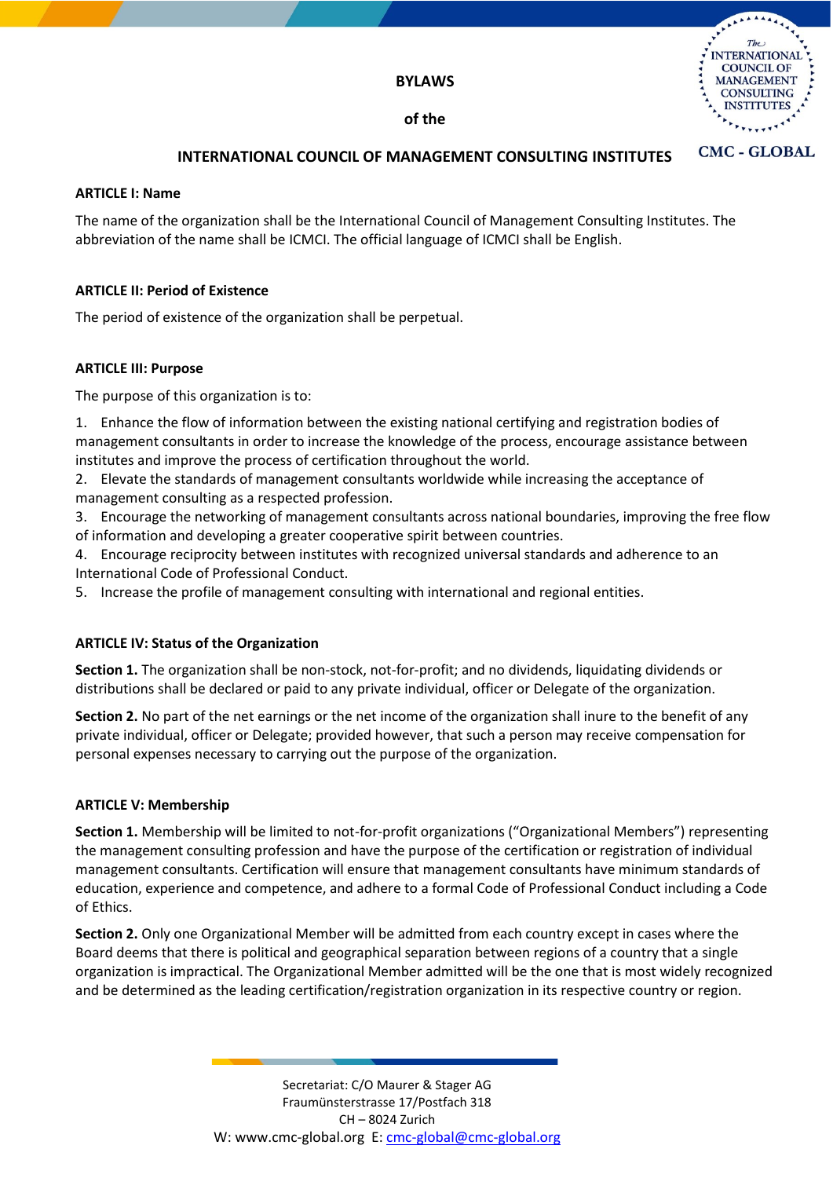# BYLAWS

# of the

# INTERNATIONAL COUNCIL OF MANAGEMENT CONSULTING INSTITUTES

## ARTICLE I: Name

The name of the organization shall be the International Council of Management Consulting Institutes. The abbreviation of the name shall be ICMCI. The official language of ICMCI shall be English.

## ARTICLE II: Period of Existence

The period of existence of the organization shall be perpetual.

## ARTICLE III: Purpose

The purpose of this organization is to:

1. Enhance the flow of information between the existing national certifying and registration bodies of management consultants in order to increase the knowledge of the process, encourage assistance between institutes and improve the process of certification throughout the world.
2. Elevate the standards of management consultants worldwide while increasing the acceptance of management consulting as a respected profession.
3. Encourage the networking of management consultants across national boundaries, improving the free flow of information and developing a greater cooperative spirit between countries.
4. Encourage reciprocity between institutes with recognized universal standards and adherence to an International Code of Professional Conduct.
5. Increase the profile of management consulting with international and regional entities.

## ARTICLE IV: Status of the Organization

**Section 1.** The organization shall be non-stock, not-for-profit; and no dividends, liquidating dividends or distributions shall be declared or paid to any private individual, officer or Delegate of the organization.

**Section 2.** No part of the net earnings or the net income of the organization shall inure to the benefit of any private individual, officer or Delegate; provided however, that such a person may receive compensation for personal expenses necessary to carrying out the purpose of the organization.

## ARTICLE V: Membership

**Section 1.** Membership will be limited to not-for-profit organizations ("Organizational Members") representing the management consulting profession and have the purpose of the certification or registration of individual management consultants. Certification will ensure that management consultants have minimum standards of education, experience and competence, and adhere to a formal Code of Professional Conduct including a Code of Ethics.

**Section 2.** Only one Organizational Member will be admitted from each country except in cases where the Board deems that there is political and geographical separation between regions of a country that a single organization is impractical. The Organizational Member admitted will be the one that is most widely recognized and be determined as the leading certification/registration organization in its respective country or region.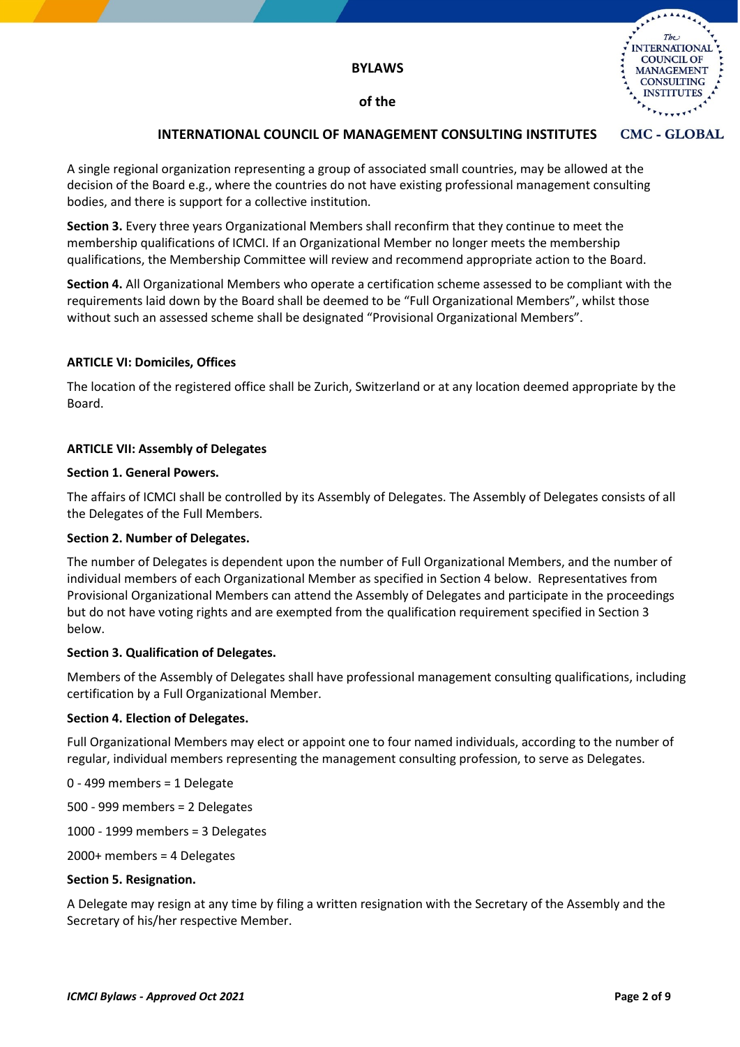A single regional organization representing a group of associated small countries, may be allowed at the decision of the Board e.g., where the countries do not have existing professional management consulting bodies, and there is support for a collective institution.

**Section 3.** Every three years Organizational Members shall reconfirm that they continue to meet the membership qualifications of ICMCI. If an Organizational Member no longer meets the membership qualifications, the Membership Committee will review and recommend appropriate action to the Board.

**Section 4.** All Organizational Members who operate a certification scheme assessed to be compliant with the requirements laid down by the Board shall be deemed to be "Full Organizational Members", whilst those without such an assessed scheme shall be designated "Provisional Organizational Members".

**ARTICLE VI: Domiciles, Offices**

The location of the registered office shall be Zurich, Switzerland or at any location deemed appropriate by the Board.

**ARTICLE VII: Assembly of Delegates**

**Section 1. General Powers.**

The affairs of ICMCI shall be controlled by its Assembly of Delegates. The Assembly of Delegates consists of all the Delegates of the Full Members.

**Section 2. Number of Delegates.**

The number of Delegates is dependent upon the number of Full Organizational Members, and the number of individual members of each Organizational Member as specified in Section 4 below. Representatives from Provisional Organizational Members can attend the Assembly of Delegates and participate in the proceedings but do not have voting rights and are exempted from the qualification requirement specified in Section 3 below.

**Section 3. Qualification of Delegates.**

Members of the Assembly of Delegates shall have professional management consulting qualifications, including certification by a Full Organizational Member.

**Section 4. Election of Delegates.**

Full Organizational Members may elect or appoint one to four named individuals, according to the number of regular, individual members representing the management consulting profession, to serve as Delegates.

0 - 499 members = 1 Delegate

500 - 999 members = 2 Delegates

1000 - 1999 members = 3 Delegates

2000+ members = 4 Delegates

**Section 5. Resignation.**

A Delegate may resign at any time by filing a written resignation with the Secretary of the Assembly and the Secretary of his/her respective Member.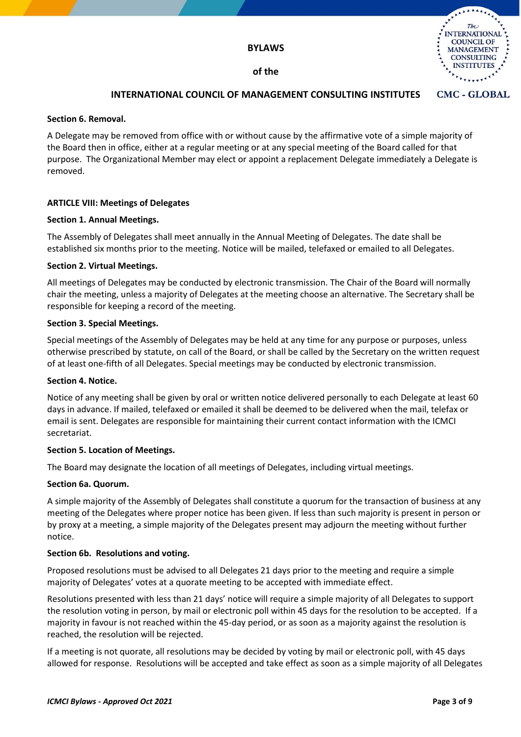**Section 6. Removal.**

A Delegate may be removed from office with or without cause by the affirmative vote of a simple majority of the Board then in office, either at a regular meeting or at any special meeting of the Board called for that purpose. The Organizational Member may elect or appoint a replacement Delegate immediately a Delegate is removed.

## ARTICLE VIII: Meetings of Delegates

**Section 1. Annual Meetings.**

The Assembly of Delegates shall meet annually in the Annual Meeting of Delegates. The date shall be established six months prior to the meeting. Notice will be mailed, telefaxed or emailed to all Delegates.

**Section 2. Virtual Meetings.**

All meetings of Delegates may be conducted by electronic transmission. The Chair of the Board will normally chair the meeting, unless a majority of Delegates at the meeting choose an alternative. The Secretary shall be responsible for keeping a record of the meeting.

**Section 3. Special Meetings.**

Special meetings of the Assembly of Delegates may be held at any time for any purpose or purposes, unless otherwise prescribed by statute, on call of the Board, or shall be called by the Secretary on the written request of at least one-fifth of all Delegates. Special meetings may be conducted by electronic transmission.

**Section 4. Notice.**

Notice of any meeting shall be given by oral or written notice delivered personally to each Delegate at least 60 days in advance. If mailed, telefaxed or emailed it shall be deemed to be delivered when the mail, telefax or email is sent. Delegates are responsible for maintaining their current contact information with the ICMCI secretariat.

**Section 5. Location of Meetings.**

The Board may designate the location of all meetings of Delegates, including virtual meetings.

**Section 6a. Quorum.**

A simple majority of the Assembly of Delegates shall constitute a quorum for the transaction of business at any meeting of the Delegates where proper notice has been given. If less than such majority is present in person or by proxy at a meeting, a simple majority of the Delegates present may adjourn the meeting without further notice.

**Section 6b. Resolutions and voting.**

Proposed resolutions must be advised to all Delegates 21 days prior to the meeting and require a simple majority of Delegates' votes at a quorate meeting to be accepted with immediate effect.

Resolutions presented with less than 21 days' notice will require a simple majority of all Delegates to support the resolution voting in person, by mail or electronic poll within 45 days for the resolution to be accepted. If a majority in favour is not reached within the 45-day period, or as soon as a majority against the resolution is reached, the resolution will be rejected.

If a meeting is not quorate, all resolutions may be decided by voting by mail or electronic poll, with 45 days allowed for response. Resolutions will be accepted and take effect as soon as a simple majority of all Delegates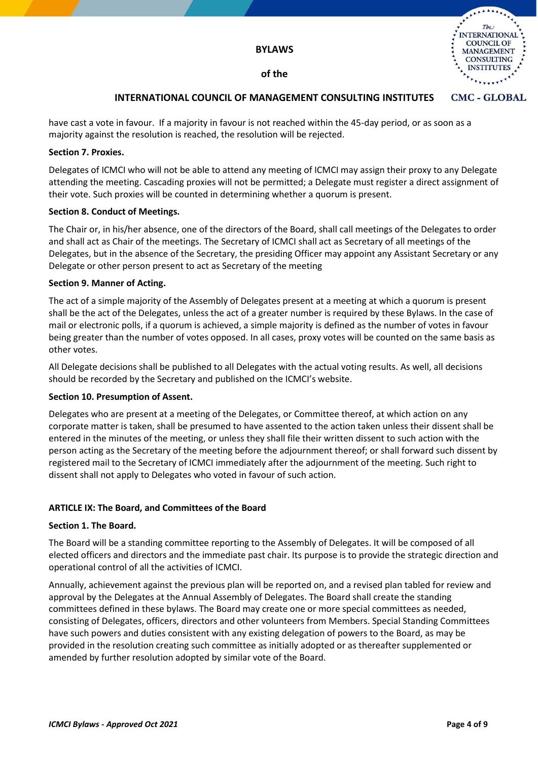have cast a vote in favour. If a majority in favour is not reached within the 45-day period, or as soon as a majority against the resolution is reached, the resolution will be rejected.

**Section 7. Proxies.**

Delegates of ICMCI who will not be able to attend any meeting of ICMCI may assign their proxy to any Delegate attending the meeting. Cascading proxies will not be permitted; a Delegate must register a direct assignment of their vote. Such proxies will be counted in determining whether a quorum is present.

**Section 8. Conduct of Meetings.**

The Chair or, in his/her absence, one of the directors of the Board, shall call meetings of the Delegates to order and shall act as Chair of the meetings. The Secretary of ICMCI shall act as Secretary of all meetings of the Delegates, but in the absence of the Secretary, the presiding Officer may appoint any Assistant Secretary or any Delegate or other person present to act as Secretary of the meeting

**Section 9. Manner of Acting.**

The act of a simple majority of the Assembly of Delegates present at a meeting at which a quorum is present shall be the act of the Delegates, unless the act of a greater number is required by these Bylaws. In the case of mail or electronic polls, if a quorum is achieved, a simple majority is defined as the number of votes in favour being greater than the number of votes opposed. In all cases, proxy votes will be counted on the same basis as other votes.

All Delegate decisions shall be published to all Delegates with the actual voting results. As well, all decisions should be recorded by the Secretary and published on the ICMCI's website.

**Section 10. Presumption of Assent.**

Delegates who are present at a meeting of the Delegates, or Committee thereof, at which action on any corporate matter is taken, shall be presumed to have assented to the action taken unless their dissent shall be entered in the minutes of the meeting, or unless they shall file their written dissent to such action with the person acting as the Secretary of the meeting before the adjournment thereof; or shall forward such dissent by registered mail to the Secretary of ICMCI immediately after the adjournment of the meeting. Such right to dissent shall not apply to Delegates who voted in favour of such action.

## ARTICLE IX: The Board, and Committees of the Board

**Section 1. The Board.**

The Board will be a standing committee reporting to the Assembly of Delegates. It will be composed of all elected officers and directors and the immediate past chair. Its purpose is to provide the strategic direction and operational control of all the activities of ICMCI.

Annually, achievement against the previous plan will be reported on, and a revised plan tabled for review and approval by the Delegates at the Annual Assembly of Delegates. The Board shall create the standing committees defined in these bylaws. The Board may create one or more special committees as needed, consisting of Delegates, officers, directors and other volunteers from Members. Special Standing Committees have such powers and duties consistent with any existing delegation of powers to the Board, as may be provided in the resolution creating such committee as initially adopted or as thereafter supplemented or amended by further resolution adopted by similar vote of the Board.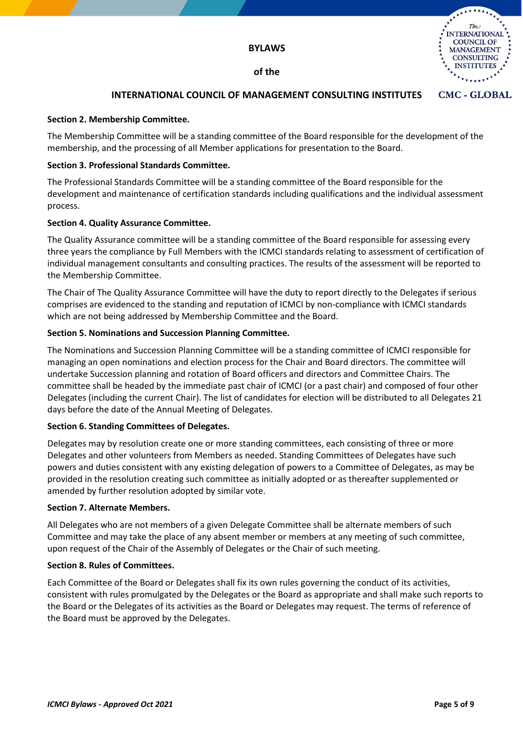### Section 2. Membership Committee.

The Membership Committee will be a standing committee of the Board responsible for the development of the membership, and the processing of all Member applications for presentation to the Board.

### Section 3. Professional Standards Committee.

The Professional Standards Committee will be a standing committee of the Board responsible for the development and maintenance of certification standards including qualifications and the individual assessment process.

### Section 4. Quality Assurance Committee.

The Quality Assurance committee will be a standing committee of the Board responsible for assessing every three years the compliance by Full Members with the ICMCI standards relating to assessment of certification of individual management consultants and consulting practices. The results of the assessment will be reported to the Membership Committee.

The Chair of The Quality Assurance Committee will have the duty to report directly to the Delegates if serious comprises are evidenced to the standing and reputation of ICMCI by non-compliance with ICMCI standards which are not being addressed by Membership Committee and the Board.

### Section 5. Nominations and Succession Planning Committee.

The Nominations and Succession Planning Committee will be a standing committee of ICMCI responsible for managing an open nominations and election process for the Chair and Board directors. The committee will undertake Succession planning and rotation of Board officers and directors and Committee Chairs. The committee shall be headed by the immediate past chair of ICMCI (or a past chair) and composed of four other Delegates (including the current Chair). The list of candidates for election will be distributed to all Delegates 21 days before the date of the Annual Meeting of Delegates.

### Section 6. Standing Committees of Delegates.

Delegates may by resolution create one or more standing committees, each consisting of three or more Delegates and other volunteers from Members as needed. Standing Committees of Delegates have such powers and duties consistent with any existing delegation of powers to a Committee of Delegates, as may be provided in the resolution creating such committee as initially adopted or as thereafter supplemented or amended by further resolution adopted by similar vote.

### Section 7. Alternate Members.

All Delegates who are not members of a given Delegate Committee shall be alternate members of such Committee and may take the place of any absent member or members at any meeting of such committee, upon request of the Chair of the Assembly of Delegates or the Chair of such meeting.

### Section 8. Rules of Committees.

Each Committee of the Board or Delegates shall fix its own rules governing the conduct of its activities, consistent with rules promulgated by the Delegates or the Board as appropriate and shall make such reports to the Board or the Delegates of its activities as the Board or Delegates may request. The terms of reference of the Board must be approved by the Delegates.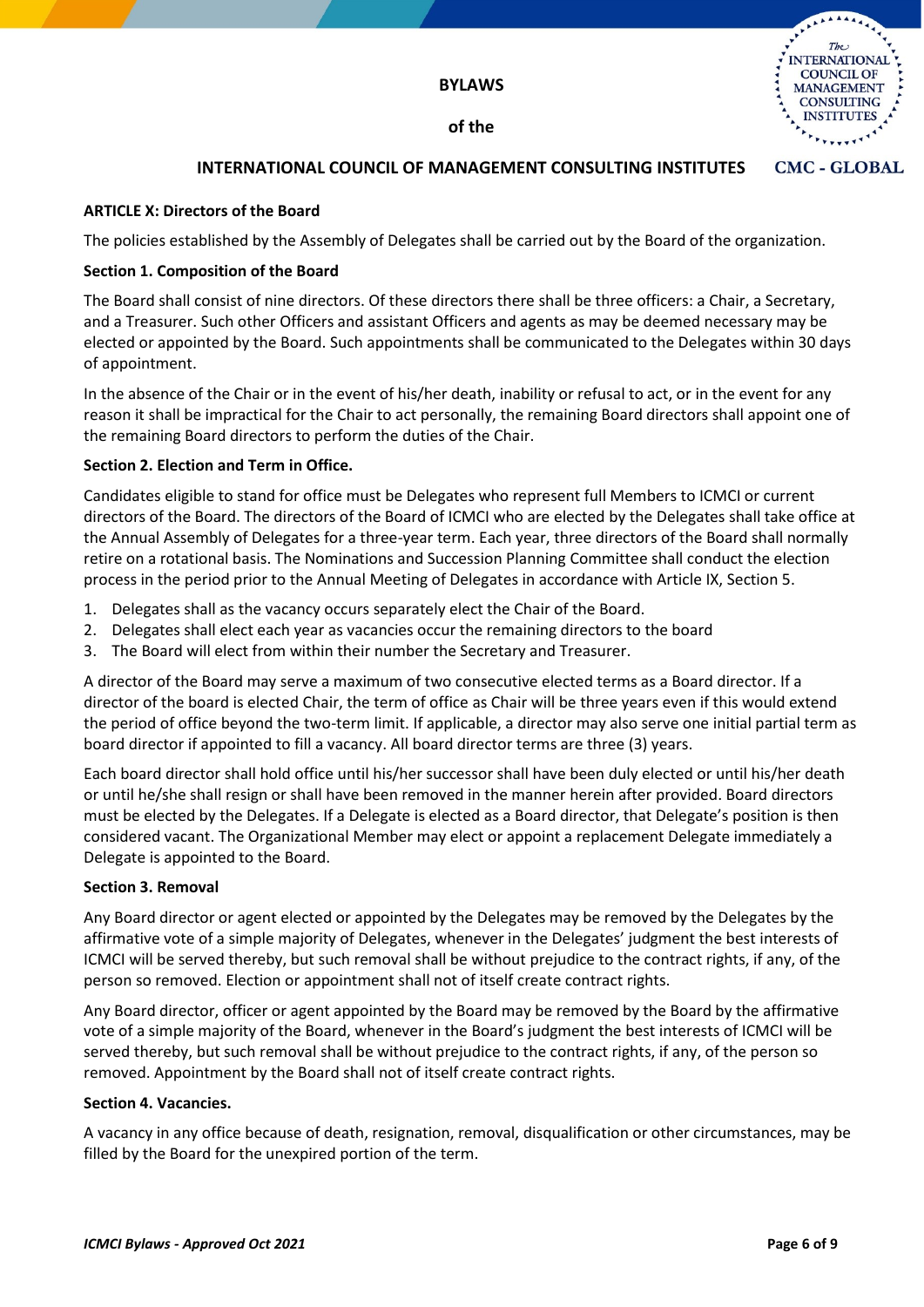**BYLAWS**

**of the**

**INTERNATIONAL COUNCIL OF MANAGEMENT CONSULTING INSTITUTES**

## ARTICLE X: Directors of the Board

The policies established by the Assembly of Delegates shall be carried out by the Board of the organization.

### Section 1. Composition of the Board

The Board shall consist of nine directors. Of these directors there shall be three officers: a Chair, a Secretary, and a Treasurer. Such other Officers and assistant Officers and agents as may be deemed necessary may be elected or appointed by the Board. Such appointments shall be communicated to the Delegates within 30 days of appointment.

In the absence of the Chair or in the event of his/her death, inability or refusal to act, or in the event for any reason it shall be impractical for the Chair to act personally, the remaining Board directors shall appoint one of the remaining Board directors to perform the duties of the Chair.

### Section 2. Election and Term in Office.

Candidates eligible to stand for office must be Delegates who represent full Members to ICMCI or current directors of the Board. The directors of the Board of ICMCI who are elected by the Delegates shall take office at the Annual Assembly of Delegates for a three-year term. Each year, three directors of the Board shall normally retire on a rotational basis. The Nominations and Succession Planning Committee shall conduct the election process in the period prior to the Annual Meeting of Delegates in accordance with Article IX, Section 5.

1. Delegates shall as the vacancy occurs separately elect the Chair of the Board.
2. Delegates shall elect each year as vacancies occur the remaining directors to the board
3. The Board will elect from within their number the Secretary and Treasurer.

A director of the Board may serve a maximum of two consecutive elected terms as a Board director. If a director of the board is elected Chair, the term of office as Chair will be three years even if this would extend the period of office beyond the two-term limit. If applicable, a director may also serve one initial partial term as board director if appointed to fill a vacancy. All board director terms are three (3) years.

Each board director shall hold office until his/her successor shall have been duly elected or until his/her death or until he/she shall resign or shall have been removed in the manner herein after provided. Board directors must be elected by the Delegates. If a Delegate is elected as a Board director, that Delegate's position is then considered vacant. The Organizational Member may elect or appoint a replacement Delegate immediately a Delegate is appointed to the Board.

### Section 3. Removal

Any Board director or agent elected or appointed by the Delegates may be removed by the Delegates by the affirmative vote of a simple majority of Delegates, whenever in the Delegates' judgment the best interests of ICMCI will be served thereby, but such removal shall be without prejudice to the contract rights, if any, of the person so removed. Election or appointment shall not of itself create contract rights.

Any Board director, officer or agent appointed by the Board may be removed by the Board by the affirmative vote of a simple majority of the Board, whenever in the Board's judgment the best interests of ICMCI will be served thereby, but such removal shall be without prejudice to the contract rights, if any, of the person so removed. Appointment by the Board shall not of itself create contract rights.

### Section 4. Vacancies.

A vacancy in any office because of death, resignation, removal, disqualification or other circumstances, may be filled by the Board for the unexpired portion of the term.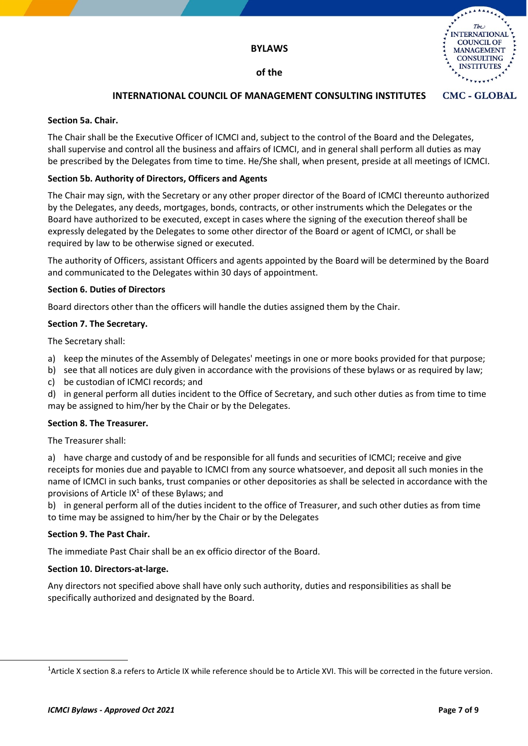#### Section 5a. Chair.

The Chair shall be the Executive Officer of ICMCI and, subject to the control of the Board and the Delegates, shall supervise and control all the business and affairs of ICMCI, and in general shall perform all duties as may be prescribed by the Delegates from time to time. He/She shall, when present, preside at all meetings of ICMCI.

#### Section 5b. Authority of Directors, Officers and Agents

The Chair may sign, with the Secretary or any other proper director of the Board of ICMCI thereunto authorized by the Delegates, any deeds, mortgages, bonds, contracts, or other instruments which the Delegates or the Board have authorized to be executed, except in cases where the signing of the execution thereof shall be expressly delegated by the Delegates to some other director of the Board or agent of ICMCI, or shall be required by law to be otherwise signed or executed.

The authority of Officers, assistant Officers and agents appointed by the Board will be determined by the Board and communicated to the Delegates within 30 days of appointment.

#### Section 6. Duties of Directors

Board directors other than the officers will handle the duties assigned them by the Chair.

#### Section 7. The Secretary.

The Secretary shall:

a) keep the minutes of the Assembly of Delegates' meetings in one or more books provided for that purpose;
b) see that all notices are duly given in accordance with the provisions of these bylaws or as required by law;
c) be custodian of ICMCI records; and
d) in general perform all duties incident to the Office of Secretary, and such other duties as from time to time may be assigned to him/her by the Chair or by the Delegates.

#### Section 8. The Treasurer.

The Treasurer shall:

a) have charge and custody of and be responsible for all funds and securities of ICMCI; receive and give receipts for monies due and payable to ICMCI from any source whatsoever, and deposit all such monies in the name of ICMCI in such banks, trust companies or other depositories as shall be selected in accordance with the provisions of Article IX[1] of these Bylaws; and
b) in general perform all of the duties incident to the office of Treasurer, and such other duties as from time to time may be assigned to him/her by the Chair or by the Delegates

#### Section 9. The Past Chair.

The immediate Past Chair shall be an ex officio director of the Board.

#### Section 10. Directors-at-large.

Any directors not specified above shall have only such authority, duties and responsibilities as shall be specifically authorized and designated by the Board.

---

[1] Article X section 8.a refers to Article IX while reference should be to Article XVI. This will be corrected in the future version.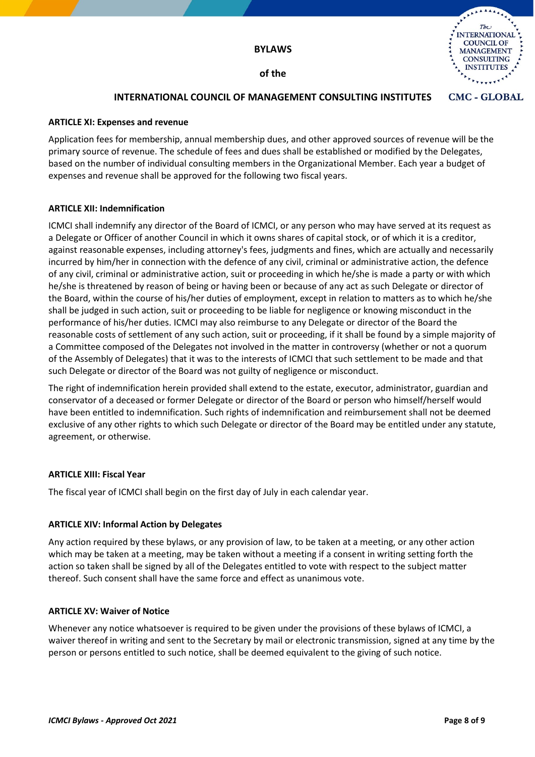### ARTICLE XI: Expenses and revenue

Application fees for membership, annual membership dues, and other approved sources of revenue will be the primary source of revenue. The schedule of fees and dues shall be established or modified by the Delegates, based on the number of individual consulting members in the Organizational Member. Each year a budget of expenses and revenue shall be approved for the following two fiscal years.

### ARTICLE XII: Indemnification

ICMCI shall indemnify any director of the Board of ICMCI, or any person who may have served at its request as a Delegate or Officer of another Council in which it owns shares of capital stock, or of which it is a creditor, against reasonable expenses, including attorney's fees, judgments and fines, which are actually and necessarily incurred by him/her in connection with the defence of any civil, criminal or administrative action, the defence of any civil, criminal or administrative action, suit or proceeding in which he/she is made a party or with which he/she is threatened by reason of being or having been or because of any act as such Delegate or director of the Board, within the course of his/her duties of employment, except in relation to matters as to which he/she shall be judged in such action, suit or proceeding to be liable for negligence or knowing misconduct in the performance of his/her duties. ICMCI may also reimburse to any Delegate or director of the Board the reasonable costs of settlement of any such action, suit or proceeding, if it shall be found by a simple majority of a Committee composed of the Delegates not involved in the matter in controversy (whether or not a quorum of the Assembly of Delegates) that it was to the interests of ICMCI that such settlement to be made and that such Delegate or director of the Board was not guilty of negligence or misconduct.

The right of indemnification herein provided shall extend to the estate, executor, administrator, guardian and conservator of a deceased or former Delegate or director of the Board or person who himself/herself would have been entitled to indemnification. Such rights of indemnification and reimbursement shall not be deemed exclusive of any other rights to which such Delegate or director of the Board may be entitled under any statute, agreement, or otherwise.

### ARTICLE XIII: Fiscal Year

The fiscal year of ICMCI shall begin on the first day of July in each calendar year.

### ARTICLE XIV: Informal Action by Delegates

Any action required by these bylaws, or any provision of law, to be taken at a meeting, or any other action which may be taken at a meeting, may be taken without a meeting if a consent in writing setting forth the action so taken shall be signed by all of the Delegates entitled to vote with respect to the subject matter thereof. Such consent shall have the same force and effect as unanimous vote.

### ARTICLE XV: Waiver of Notice

Whenever any notice whatsoever is required to be given under the provisions of these bylaws of ICMCI, a waiver thereof in writing and sent to the Secretary by mail or electronic transmission, signed at any time by the person or persons entitled to such notice, shall be deemed equivalent to the giving of such notice.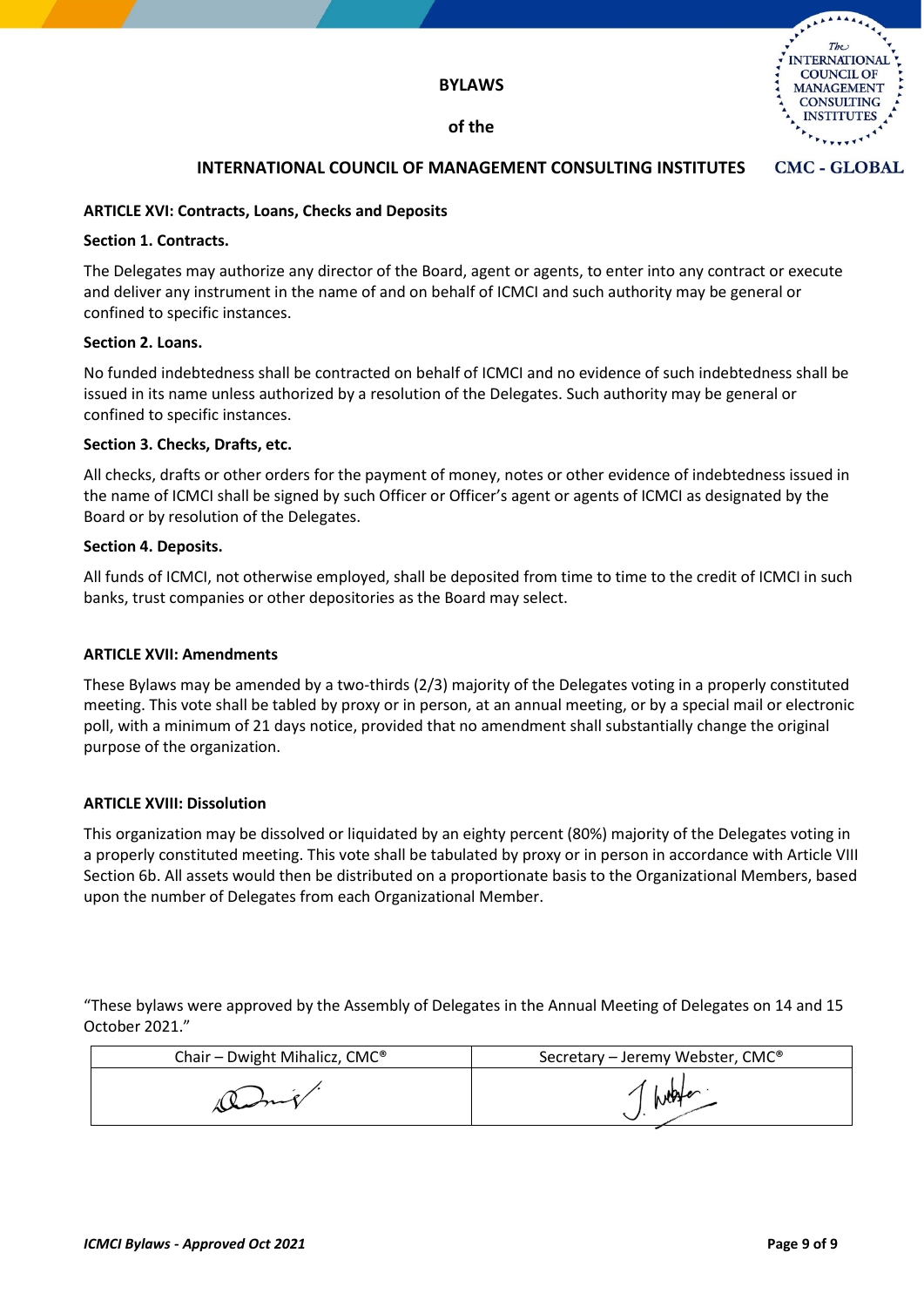**ARTICLE XVI: Contracts, Loans, Checks and Deposits**

**Section 1. Contracts.**

The Delegates may authorize any director of the Board, agent or agents, to enter into any contract or execute and deliver any instrument in the name of and on behalf of ICMCI and such authority may be general or confined to specific instances.

**Section 2. Loans.**

No funded indebtedness shall be contracted on behalf of ICMCI and no evidence of such indebtedness shall be issued in its name unless authorized by a resolution of the Delegates. Such authority may be general or confined to specific instances.

**Section 3. Checks, Drafts, etc.**

All checks, drafts or other orders for the payment of money, notes or other evidence of indebtedness issued in the name of ICMCI shall be signed by such Officer or Officer's agent or agents of ICMCI as designated by the Board or by resolution of the Delegates.

**Section 4. Deposits.**

All funds of ICMCI, not otherwise employed, shall be deposited from time to time to the credit of ICMCI in such banks, trust companies or other depositories as the Board may select.

**ARTICLE XVII: Amendments**

These Bylaws may be amended by a two-thirds (2/3) majority of the Delegates voting in a properly constituted meeting. This vote shall be tabled by proxy or in person, at an annual meeting, or by a special mail or electronic poll, with a minimum of 21 days notice, provided that no amendment shall substantially change the original purpose of the organization.

**ARTICLE XVIII: Dissolution**

This organization may be dissolved or liquidated by an eighty percent (80%) majority of the Delegates voting in a properly constituted meeting. This vote shall be tabulated by proxy or in person in accordance with Article VIII Section 6b. All assets would then be distributed on a proportionate basis to the Organizational Members, based upon the number of Delegates from each Organizational Member.

"These bylaws were approved by the Assembly of Delegates in the Annual Meeting of Delegates on 14 and 15 October 2021."

| Chair – Dwight Mihalicz, CMC® | Secretary – Jeremy Webster, CMC® |
| --- | --- |
| [signature] | [signature] |